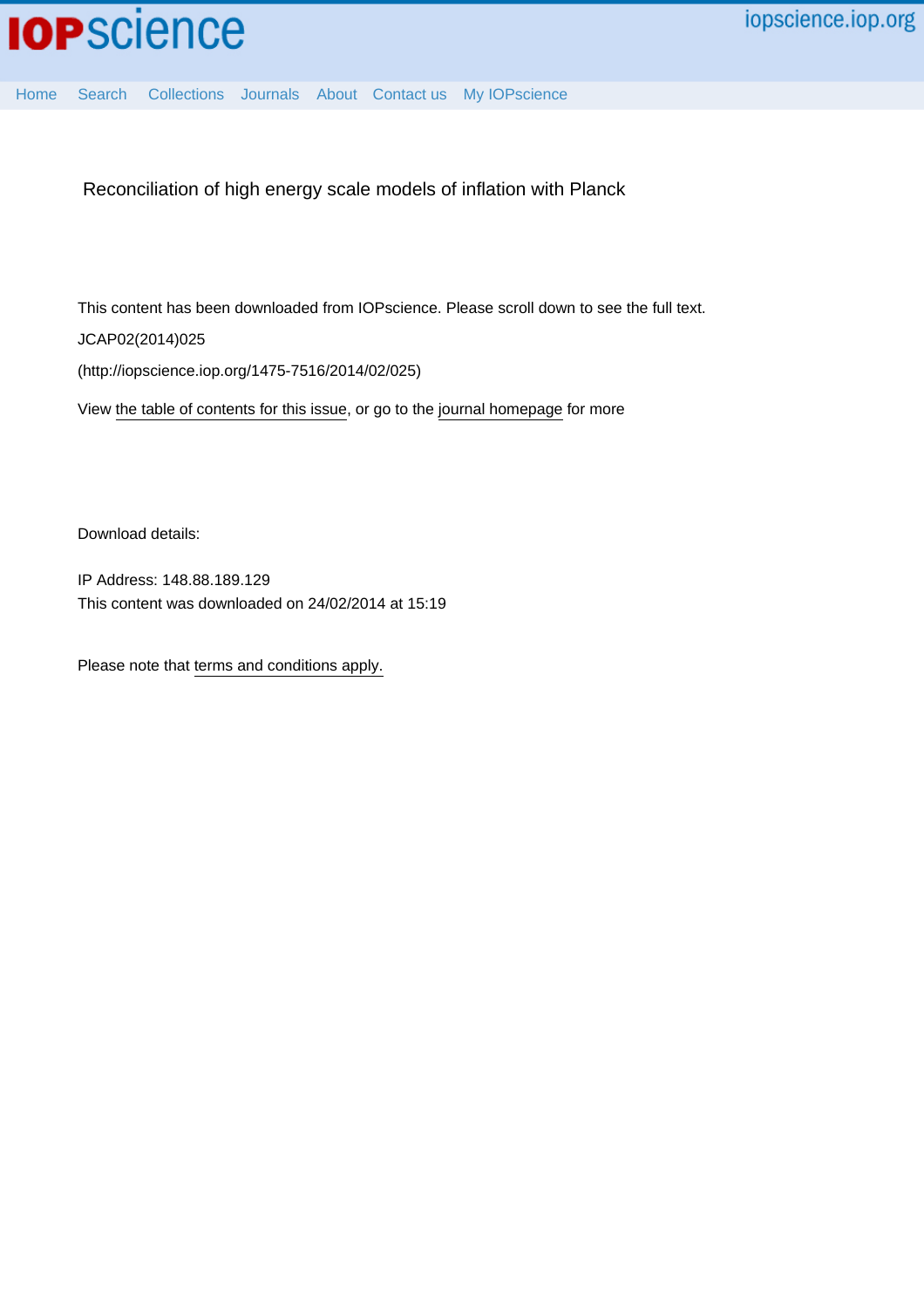# Reconciliation of high energy scale models of inflation with Planck

This content has been downloaded from IOPscience. Please scroll down to see the full text.

JCAP02(2014)025

(http://iopscience.iop.org/1475-7516/2014/02/025)

View the table of contents for this issue, or go to the journal homepage for more

Download details:

IP Address: 148.88.189.129

This content was downloaded on 24/02/2014 at 15:19

Please note that terms and conditions apply.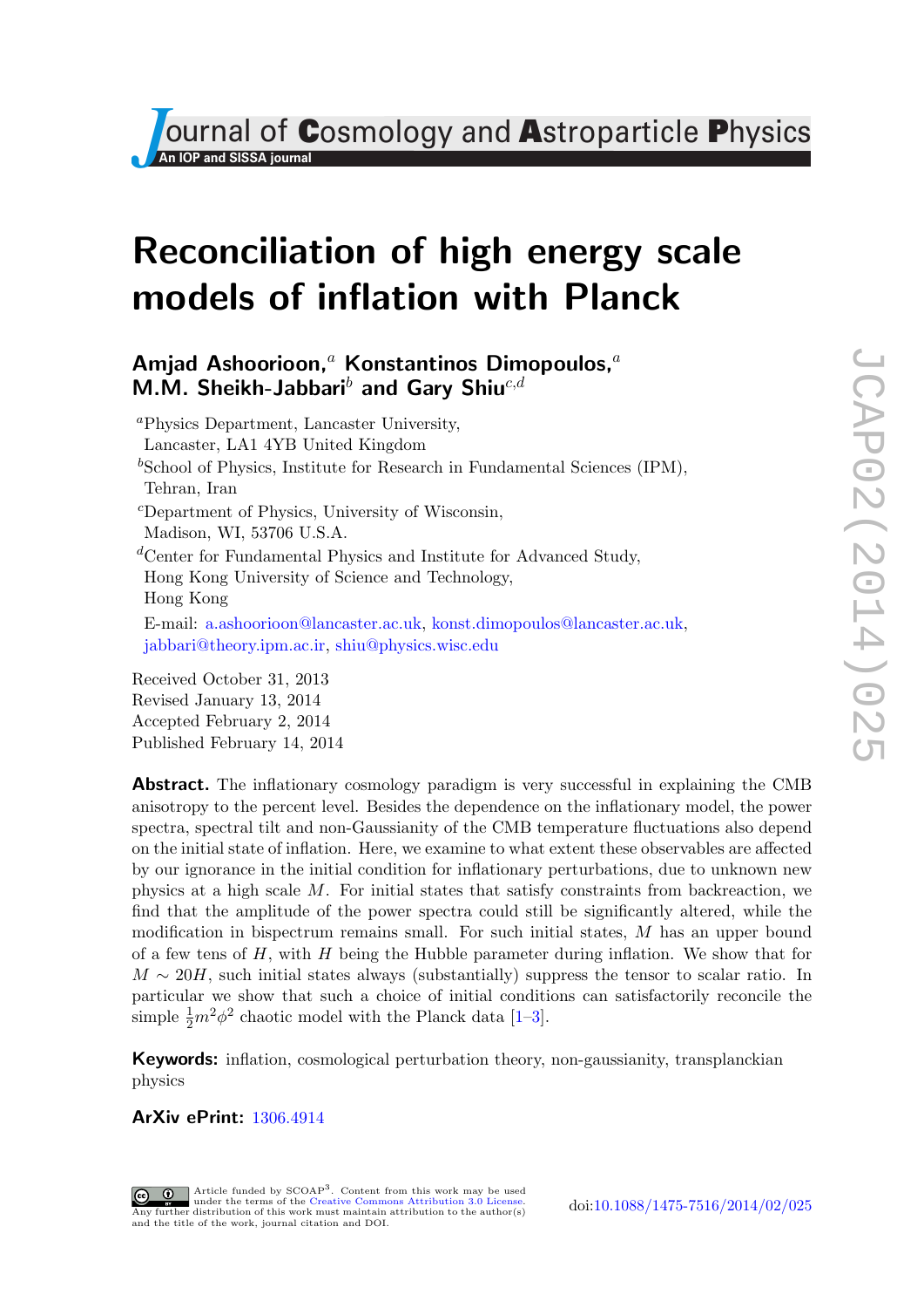# Reconciliation of high energy scale models of inflation with Planck

**Amjad Ashoorioon,[a] Konstantinos Dimopoulos,[a] M.M. Sheikh-Jabbari[b] and Gary Shiu[c,d]**

[a]Physics Department, Lancaster University, Lancaster, LA1 4YB United Kingdom

[b]School of Physics, Institute for Research in Fundamental Sciences (IPM), Tehran, Iran

[c]Department of Physics, University of Wisconsin, Madison, WI, 53706 U.S.A.

[d]Center for Fundamental Physics and Institute for Advanced Study, Hong Kong University of Science and Technology, Hong Kong

E-mail: a.ashoorioon@lancaster.ac.uk, konst.dimopoulos@lancaster.ac.uk, jabbari@theory.ipm.ac.ir, shiu@physics.wisc.edu

Received October 31, 2013
Revised January 13, 2014
Accepted February 2, 2014
Published February 14, 2014

**Abstract.** The inflationary cosmology paradigm is very successful in explaining the CMB anisotropy to the percent level. Besides the dependence on the inflationary model, the power spectra, spectral tilt and non-Gaussianity of the CMB temperature fluctuations also depend on the initial state of inflation. Here, we examine to what extent these observables are affected by our ignorance in the initial condition for inflationary perturbations, due to unknown new physics at a high scale $M$. For initial states that satisfy constraints from backreaction, we find that the amplitude of the power spectra could still be significantly altered, while the modification in bispectrum remains small. For such initial states, $M$ has an upper bound of a few tens of $H$, with $H$ being the Hubble parameter during inflation. We show that for $M \sim 20H$, such initial states always (substantially) suppress the tensor to scalar ratio. In particular we show that such a choice of initial conditions can satisfactorily reconcile the simple $\frac{1}{2}m^2\phi^2$ chaotic model with the Planck data [1–3].

**Keywords:** inflation, cosmological perturbation theory, non-gaussianity, transplanckian physics

**ArXiv ePrint:** 1306.4914

Article funded by SCOAP[3]. Content from this work may be used under the terms of the Creative Commons Attribution 3.0 License. Any further distribution of this work must maintain attribution to the author(s) and the title of the work, journal citation and DOI.

doi:10.1088/1475-7516/2014/02/025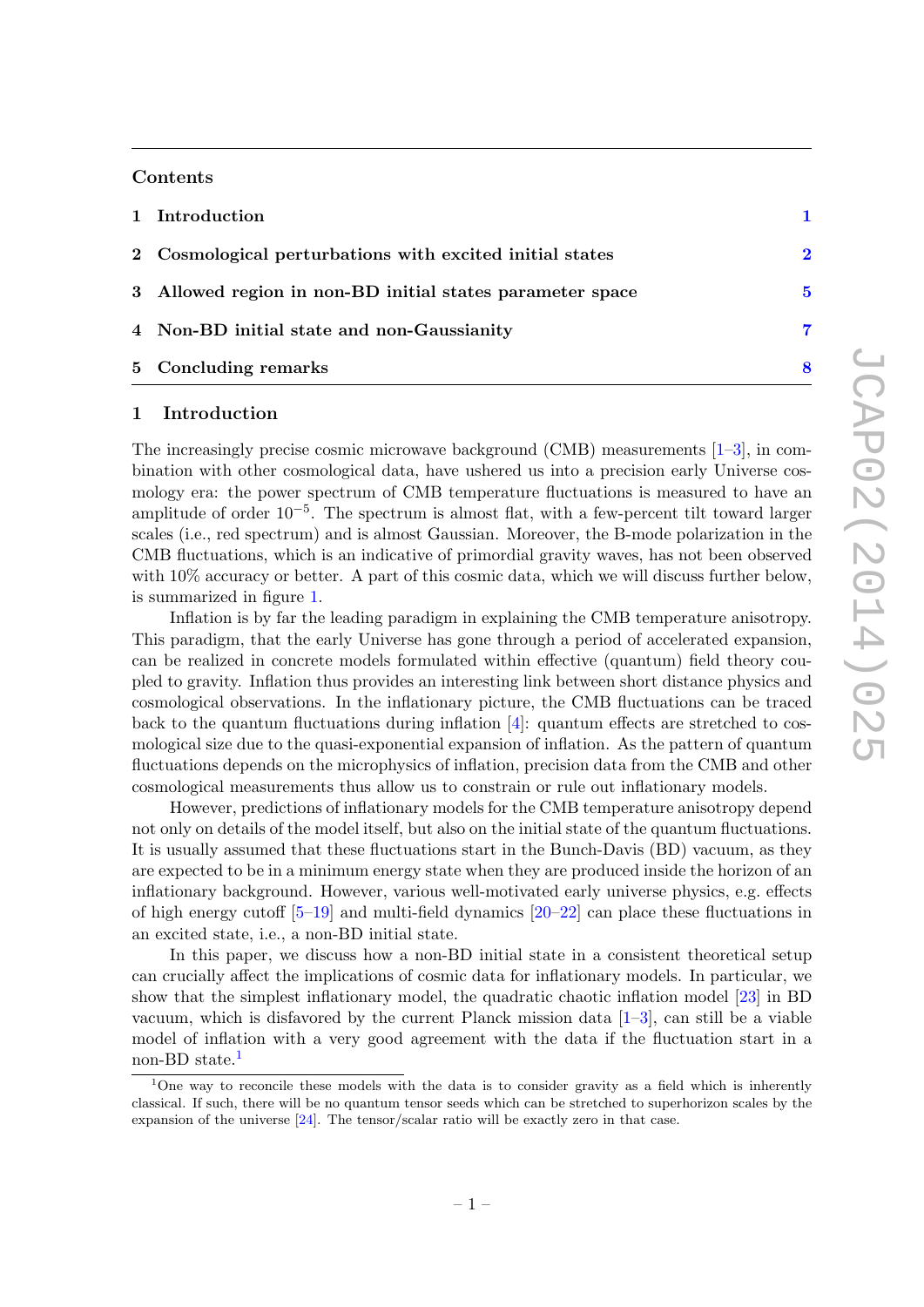## Contents

| | | |
|---|---|---|
| 1 | Introduction | 1 |
| 2 | Cosmological perturbations with excited initial states | 2 |
| 3 | Allowed region in non-BD initial states parameter space | 5 |
| 4 | Non-BD initial state and non-Gaussianity | 7 |
| 5 | Concluding remarks | 8 |

# 1 Introduction

The increasingly precise cosmic microwave background (CMB) measurements [1–3], in combination with other cosmological data, have ushered us into a precision early Universe cosmology era: the power spectrum of CMB temperature fluctuations is measured to have an amplitude of order $10^{-5}$. The spectrum is almost flat, with a few-percent tilt toward larger scales (i.e., red spectrum) and is almost Gaussian. Moreover, the B-mode polarization in the CMB fluctuations, which is an indicative of primordial gravity waves, has not been observed with 10% accuracy or better. A part of this cosmic data, which we will discuss further below, is summarized in figure 1.

Inflation is by far the leading paradigm in explaining the CMB temperature anisotropy. This paradigm, that the early Universe has gone through a period of accelerated expansion, can be realized in concrete models formulated within effective (quantum) field theory coupled to gravity. Inflation thus provides an interesting link between short distance physics and cosmological observations. In the inflationary picture, the CMB fluctuations can be traced back to the quantum fluctuations during inflation [4]: quantum effects are stretched to cosmological size due to the quasi-exponential expansion of inflation. As the pattern of quantum fluctuations depends on the microphysics of inflation, precision data from the CMB and other cosmological measurements thus allow us to constrain or rule out inflationary models.

However, predictions of inflationary models for the CMB temperature anisotropy depend not only on details of the model itself, but also on the initial state of the quantum fluctuations. It is usually assumed that these fluctuations start in the Bunch-Davis (BD) vacuum, as they are expected to be in a minimum energy state when they are produced inside the horizon of an inflationary background. However, various well-motivated early universe physics, e.g. effects of high energy cutoff [5–19] and multi-field dynamics [20–22] can place these fluctuations in an excited state, i.e., a non-BD initial state.

In this paper, we discuss how a non-BD initial state in a consistent theoretical setup can crucially affect the implications of cosmic data for inflationary models. In particular, we show that the simplest inflationary model, the quadratic chaotic inflation model [23] in BD vacuum, which is disfavored by the current Planck mission data [1–3], can still be a viable model of inflation with a very good agreement with the data if the fluctuation start in a non-BD state.[1]

[1]One way to reconcile these models with the data is to consider gravity as a field which is inherently classical. If such, there will be no quantum tensor seeds which can be stretched to superhorizon scales by the expansion of the universe [24]. The tensor/scalar ratio will be exactly zero in that case.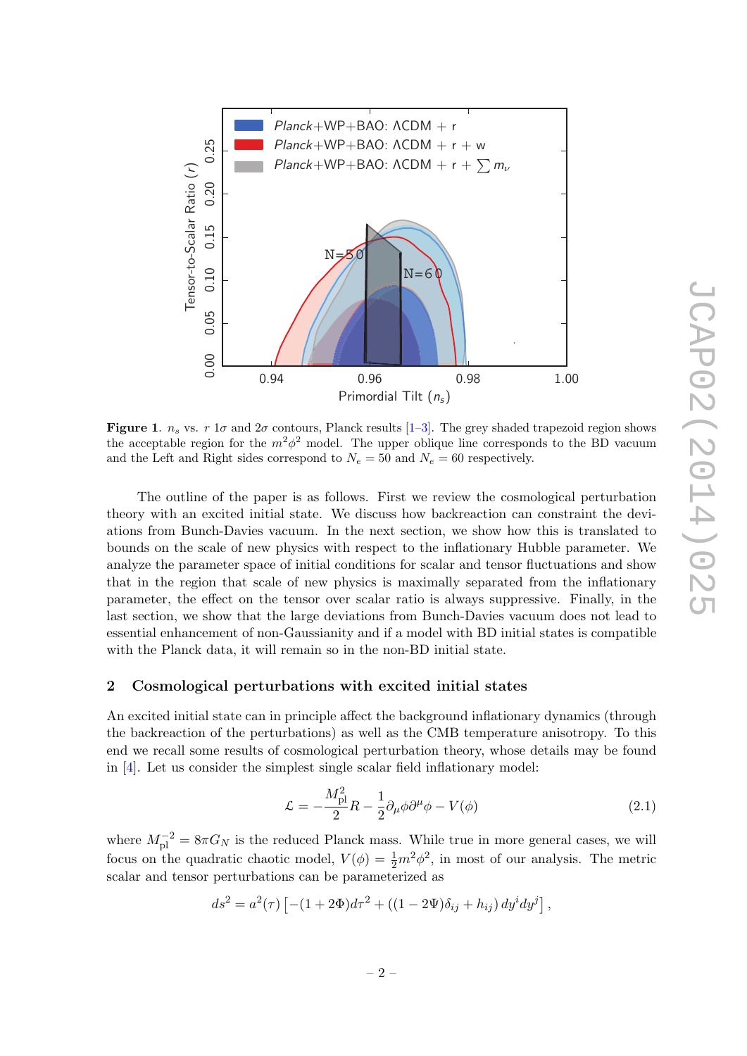**Figure 1**. $n_s$ vs. $r$ $1\sigma$ and $2\sigma$ contours, Planck results [1–3]. The grey shaded trapezoid region shows the acceptable region for the $m^2\phi^2$ model. The upper oblique line corresponds to the BD vacuum and the Left and Right sides correspond to $N_e = 50$ and $N_e = 60$ respectively.

The outline of the paper is as follows. First we review the cosmological perturbation theory with an excited initial state. We discuss how backreaction can constraint the deviations from Bunch-Davies vacuum. In the next section, we show how this is translated to bounds on the scale of new physics with respect to the inflationary Hubble parameter. We analyze the parameter space of initial conditions for scalar and tensor fluctuations and show that in the region that scale of new physics is maximally separated from the inflationary parameter, the effect on the tensor over scalar ratio is always suppressive. Finally, in the last section, we show that the large deviations from Bunch-Davies vacuum does not lead to essential enhancement of non-Gaussianity and if a model with BD initial states is compatible with the Planck data, it will remain so in the non-BD initial state.

## 2 Cosmological perturbations with excited initial states

An excited initial state can in principle affect the background inflationary dynamics (through the backreaction of the perturbations) as well as the CMB temperature anisotropy. To this end we recall some results of cosmological perturbation theory, whose details may be found in [4]. Let us consider the simplest single scalar field inflationary model:

$$\mathcal{L} = -\frac{M_{\rm pl}^2}{2}R - \frac{1}{2}\partial_\mu\phi\partial^\mu\phi - V(\phi) \tag{2.1}$$

where $M_{\rm pl}^{-2} = 8\pi G_N$ is the reduced Planck mass. While true in more general cases, we will focus on the quadratic chaotic model, $V(\phi) = \frac{1}{2}m^2\phi^2$, in most of our analysis. The metric scalar and tensor perturbations can be parameterized as

$$ds^2 = a^2(\tau)\left[-(1+2\Phi)d\tau^2 + ((1-2\Psi)\delta_{ij} + h_{ij})\,dy^i dy^j\right],$$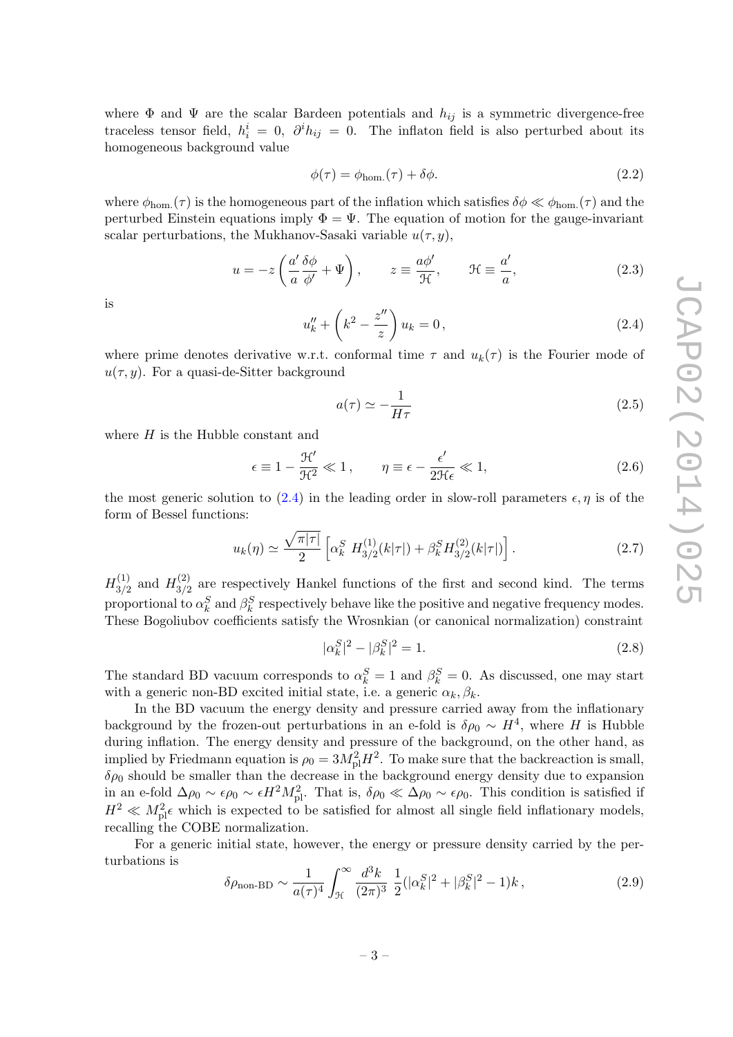where $\Phi$ and $\Psi$ are the scalar Bardeen potentials and $h_{ij}$ is a symmetric divergence-free traceless tensor field, $h^i_i = 0$, $\partial^i h_{ij} = 0$. The inflaton field is also perturbed about its homogeneous background value

$$\phi(\tau) = \phi_{\text{hom.}}(\tau) + \delta\phi. \tag{2.2}$$

where $\phi_{\text{hom.}}(\tau)$ is the homogeneous part of the inflation which satisfies $\delta\phi \ll \phi_{\text{hom.}}(\tau)$ and the perturbed Einstein equations imply $\Phi = \Psi$. The equation of motion for the gauge-invariant scalar perturbations, the Mukhanov-Sasaki variable $u(\tau, y)$,

$$u = -z\left(\frac{a'}{a}\frac{\delta\phi}{\phi'} + \Psi\right), \qquad z \equiv \frac{a\phi'}{\mathcal{H}}, \qquad \mathcal{H} \equiv \frac{a'}{a}, \tag{2.3}$$

is

$$u''_k + \left(k^2 - \frac{z''}{z}\right) u_k = 0\,, \tag{2.4}$$

where prime denotes derivative w.r.t. conformal time $\tau$ and $u_k(\tau)$ is the Fourier mode of $u(\tau, y)$. For a quasi-de-Sitter background

$$a(\tau) \simeq -\frac{1}{H\tau} \tag{2.5}$$

where $H$ is the Hubble constant and

$$\epsilon \equiv 1 - \frac{\mathcal{H}'}{\mathcal{H}^2} \ll 1\,, \qquad \eta \equiv \epsilon - \frac{\epsilon'}{2\mathcal{H}\epsilon} \ll 1, \tag{2.6}$$

the most generic solution to (2.4) in the leading order in slow-roll parameters $\epsilon, \eta$ is of the form of Bessel functions:

$$u_k(\eta) \simeq \frac{\sqrt{\pi|\tau|}}{2}\left[\alpha^S_k\, H^{(1)}_{3/2}(k|\tau|) + \beta^S_k H^{(2)}_{3/2}(k|\tau|)\right]. \tag{2.7}$$

$H^{(1)}_{3/2}$ and $H^{(2)}_{3/2}$ are respectively Hankel functions of the first and second kind. The terms proportional to $\alpha^S_k$ and $\beta^S_k$ respectively behave like the positive and negative frequency modes. These Bogoliubov coefficients satisfy the Wrosnkian (or canonical normalization) constraint

$$|\alpha^S_k|^2 - |\beta^S_k|^2 = 1. \tag{2.8}$$

The standard BD vacuum corresponds to $\alpha^S_k = 1$ and $\beta^S_k = 0$. As discussed, one may start with a generic non-BD excited initial state, i.e. a generic $\alpha_k, \beta_k$.

In the BD vacuum the energy density and pressure carried away from the inflationary background by the frozen-out perturbations in an e-fold is $\delta\rho_0 \sim H^4$, where $H$ is Hubble during inflation. The energy density and pressure of the background, on the other hand, as implied by Friedmann equation is $\rho_0 = 3M^2_{\text{pl}}H^2$. To make sure that the backreaction is small, $\delta\rho_0$ should be smaller than the decrease in the background energy density due to expansion in an e-fold $\Delta\rho_0 \sim \epsilon\rho_0 \sim \epsilon H^2 M^2_{\text{pl}}$. That is, $\delta\rho_0 \ll \Delta\rho_0 \sim \epsilon\rho_0$. This condition is satisfied if $H^2 \ll M^2_{\text{pl}}\epsilon$ which is expected to be satisfied for almost all single field inflationary models, recalling the COBE normalization.

For a generic initial state, however, the energy or pressure density carried by the perturbations is

$$\delta\rho_{\text{non-BD}} \sim \frac{1}{a(\tau)^4}\int_{\mathcal{H}}^{\infty} \frac{d^3k}{(2\pi)^3}\ \frac{1}{2}(|\alpha^S_k|^2 + |\beta^S_k|^2 - 1)k\,, \tag{2.9}$$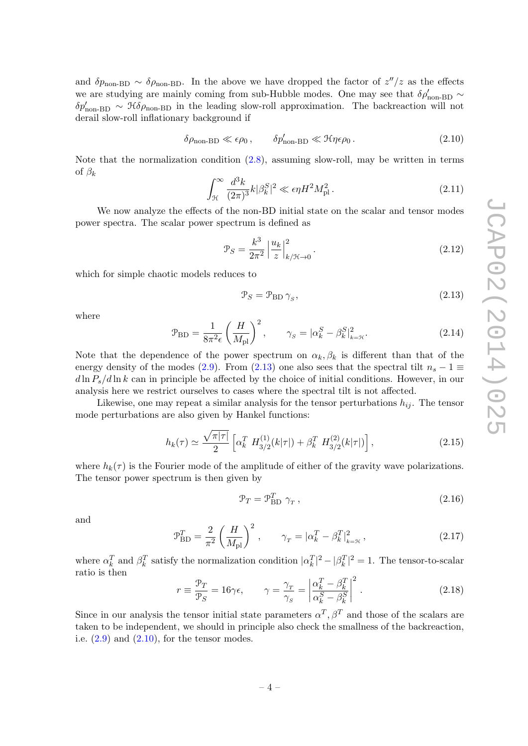and $\delta p_{\text{non-BD}} \sim \delta\rho_{\text{non-BD}}$. In the above we have dropped the factor of $z''/z$ as the effects we are studying are mainly coming from sub-Hubble modes. One may see that $\delta\rho'_{\text{non-BD}} \sim \delta p'_{\text{non-BD}} \sim \mathcal{H}\delta\rho_{\text{non-BD}}$ in the leading slow-roll approximation. The backreaction will not derail slow-roll inflationary background if

$$\delta\rho_{\text{non-BD}} \ll \epsilon\rho_0\,, \qquad \delta p'_{\text{non-BD}} \ll \mathcal{H}\eta\epsilon\rho_0\,. \tag{2.10}$$

Note that the normalization condition (2.8), assuming slow-roll, may be written in terms of $\beta_k$

$$\int_{\mathcal{H}}^{\infty} \frac{d^3k}{(2\pi)^3} k|\beta_k^S|^2 \ll \epsilon\eta H^2 M_{\text{pl}}^2\,. \tag{2.11}$$

We now analyze the effects of the non-BD initial state on the scalar and tensor modes power spectra. The scalar power spectrum is defined as

$$\mathcal{P}_S = \frac{k^3}{2\pi^2}\left|\frac{u_k}{z}\right|^2_{k/\mathcal{H}\to 0}\,. \tag{2.12}$$

which for simple chaotic models reduces to

$$\mathcal{P}_S = \mathcal{P}_{\text{BD}}\,\gamma_S, \tag{2.13}$$

where

$$\mathcal{P}_{\text{BD}} = \frac{1}{8\pi^2\epsilon}\left(\frac{H}{M_{\text{pl}}}\right)^2, \qquad \gamma_S = |\alpha_k^S - \beta_k^S|^2_{k=\mathcal{H}}. \tag{2.14}$$

Note that the dependence of the power spectrum on $\alpha_k, \beta_k$ is different than that of the energy density of the modes (2.9). From (2.13) one also sees that the spectral tilt $n_s - 1 \equiv d\ln P_s/d\ln k$ can in principle be affected by the choice of initial conditions. However, in our analysis here we restrict ourselves to cases where the spectral tilt is not affected.

Likewise, one may repeat a similar analysis for the tensor perturbations $h_{ij}$. The tensor mode perturbations are also given by Hankel functions:

$$h_k(\tau) \simeq \frac{\sqrt{\pi|\tau|}}{2}\left[\alpha_k^T\; H^{(1)}_{3/2}(k|\tau|) + \beta_k^T\; H^{(2)}_{3/2}(k|\tau|)\right], \tag{2.15}$$

where $h_k(\tau)$ is the Fourier mode of the amplitude of either of the gravity wave polarizations. The tensor power spectrum is then given by

$$\mathcal{P}_T = \mathcal{P}^T_{\text{BD}}\;\gamma_T\,, \tag{2.16}$$

and

$$\mathcal{P}^T_{\text{BD}} = \frac{2}{\pi^2}\left(\frac{H}{M_{\text{pl}}}\right)^2, \qquad \gamma_T = |\alpha_k^T - \beta_k^T|^2_{k=\mathcal{H}}\,, \tag{2.17}$$

where $\alpha_k^T$ and $\beta_k^T$ satisfy the normalization condition $|\alpha_k^T|^2 - |\beta_k^T|^2 = 1$. The tensor-to-scalar ratio is then

$$r \equiv \frac{\mathcal{P}_T}{\mathcal{P}_S} = 16\gamma\epsilon, \qquad \gamma = \frac{\gamma_T}{\gamma_S} = \left|\frac{\alpha_k^T - \beta_k^T}{\alpha_k^S - \beta_k^S}\right|^2\,. \tag{2.18}$$

Since in our analysis the tensor initial state parameters $\alpha^T, \beta^T$ and those of the scalars are taken to be independent, we should in principle also check the smallness of the backreaction, i.e. (2.9) and (2.10), for the tensor modes.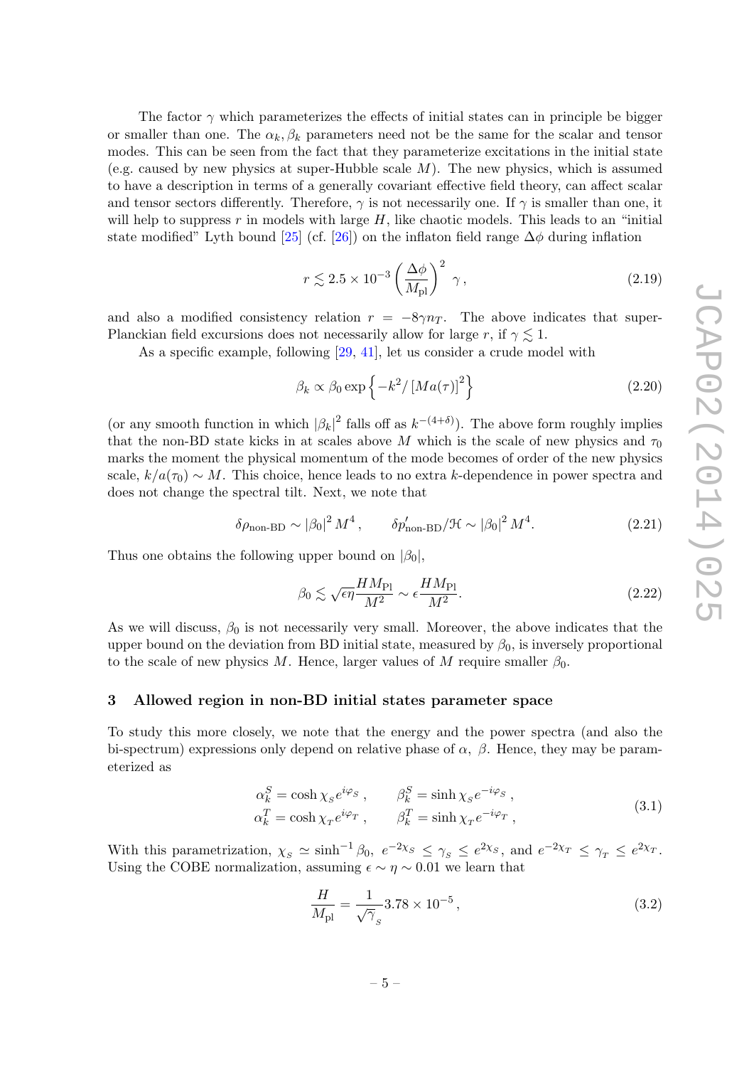The factor $\gamma$ which parameterizes the effects of initial states can in principle be bigger or smaller than one. The $\alpha_k, \beta_k$ parameters need not be the same for the scalar and tensor modes. This can be seen from the fact that they parameterize excitations in the initial state (e.g. caused by new physics at super-Hubble scale $M$). The new physics, which is assumed to have a description in terms of a generally covariant effective field theory, can affect scalar and tensor sectors differently. Therefore, $\gamma$ is not necessarily one. If $\gamma$ is smaller than one, it will help to suppress $r$ in models with large $H$, like chaotic models. This leads to an "initial state modified" Lyth bound [25] (cf. [26]) on the inflaton field range $\Delta\phi$ during inflation

$$r \lesssim 2.5 \times 10^{-3} \left(\frac{\Delta\phi}{M_{\rm pl}}\right)^2 \gamma\,, \tag{2.19}$$

and also a modified consistency relation $r = -8\gamma n_T$. The above indicates that super-Planckian field excursions does not necessarily allow for large $r$, if $\gamma \lesssim 1$.

As a specific example, following [29, 41], let us consider a crude model with

$$\beta_k \propto \beta_0 \exp\left\{-k^2/\left[Ma(\tau)\right]^2\right\} \tag{2.20}$$

(or any smooth function in which $|\beta_k|^2$ falls off as $k^{-(4+\delta)}$). The above form roughly implies that the non-BD state kicks in at scales above $M$ which is the scale of new physics and $\tau_0$ marks the moment the physical momentum of the mode becomes of order of the new physics scale, $k/a(\tau_0) \sim M$. This choice, hence leads to no extra $k$-dependence in power spectra and does not change the spectral tilt. Next, we note that

$$\delta\rho_{\text{non-BD}} \sim |\beta_0|^2 M^4\,, \qquad \delta p'_{\text{non-BD}}/\mathcal{H} \sim |\beta_0|^2 M^4. \tag{2.21}$$

Thus one obtains the following upper bound on $|\beta_0|$,

$$\beta_0 \lesssim \sqrt{\epsilon\eta}\frac{HM_{\rm Pl}}{M^2} \sim \epsilon\frac{HM_{\rm Pl}}{M^2}. \tag{2.22}$$

As we will discuss, $\beta_0$ is not necessarily very small. Moreover, the above indicates that the upper bound on the deviation from BD initial state, measured by $\beta_0$, is inversely proportional to the scale of new physics $M$. Hence, larger values of $M$ require smaller $\beta_0$.

## 3 Allowed region in non-BD initial states parameter space

To study this more closely, we note that the energy and the power spectra (and also the bi-spectrum) expressions only depend on relative phase of $\alpha$, $\beta$. Hence, they may be parameterized as

$$\begin{aligned} \alpha_k^S &= \cosh\chi_S e^{i\varphi_S}\,, \qquad \beta_k^S = \sinh\chi_S e^{-i\varphi_S}\,, \\ \alpha_k^T &= \cosh\chi_T e^{i\varphi_T}\,, \qquad \beta_k^T = \sinh\chi_T e^{-i\varphi_T}\,, \end{aligned} \tag{3.1}$$

With this parametrization, $\chi_S \simeq \sinh^{-1}\beta_0$, $e^{-2\chi_S} \leq \gamma_S \leq e^{2\chi_S}$, and $e^{-2\chi_T} \leq \gamma_T \leq e^{2\chi_T}$. Using the COBE normalization, assuming $\epsilon \sim \eta \sim 0.01$ we learn that

$$\frac{H}{M_{\rm pl}} = \frac{1}{\sqrt{\gamma}_S} 3.78 \times 10^{-5}\,, \tag{3.2}$$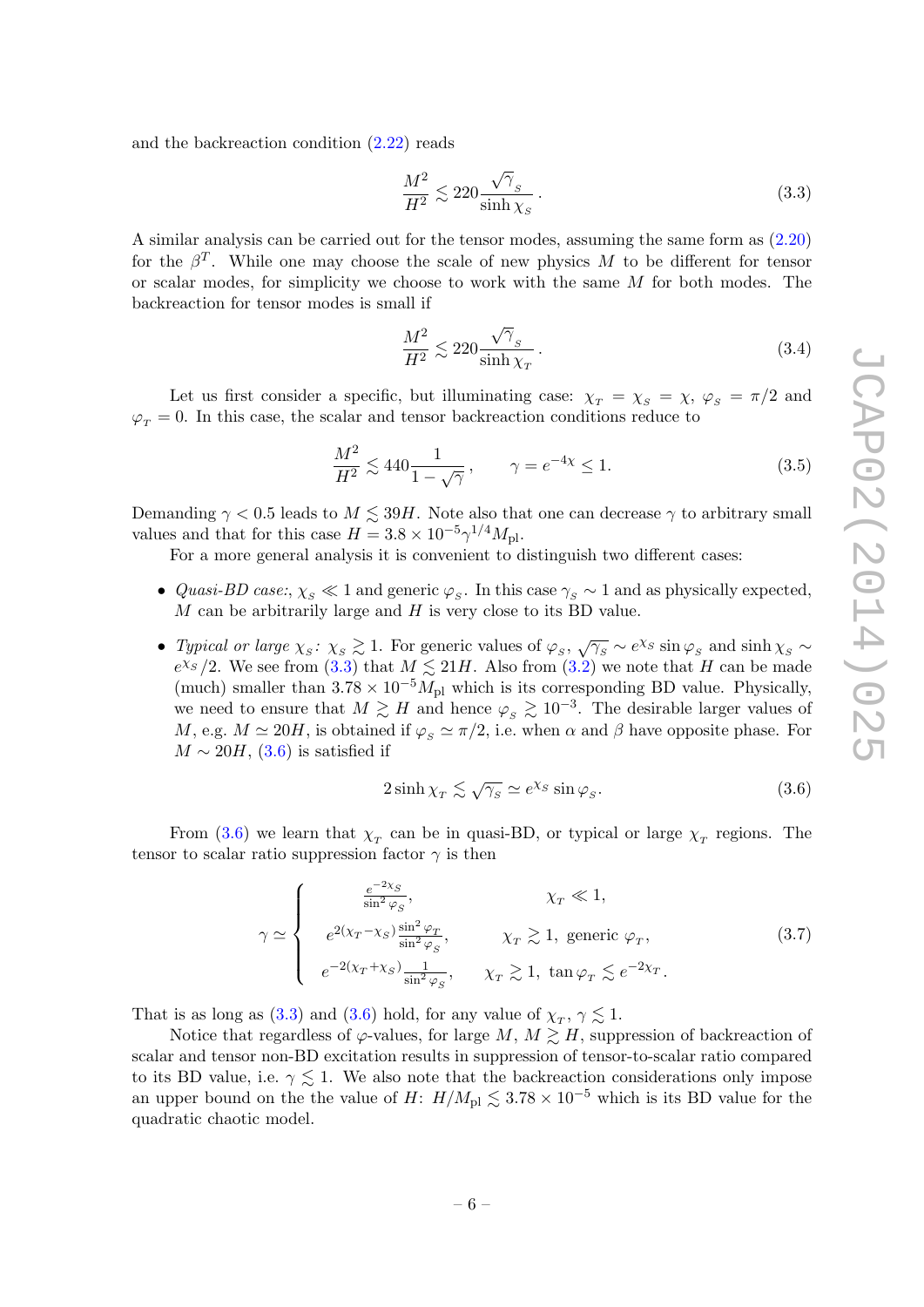and the backreaction condition (2.22) reads

$$\frac{M^2}{H^2} \lesssim 220 \frac{\sqrt{\gamma}_{_S}}{\sinh \chi_{_S}}\,. \tag{3.3}$$

A similar analysis can be carried out for the tensor modes, assuming the same form as (2.20) for the $\beta^T$. While one may choose the scale of new physics $M$ to be different for tensor or scalar modes, for simplicity we choose to work with the same $M$ for both modes. The backreaction for tensor modes is small if

$$\frac{M^2}{H^2} \lesssim 220 \frac{\sqrt{\gamma}_{_S}}{\sinh \chi_{_T}}\,. \tag{3.4}$$

Let us first consider a specific, but illuminating case: $\chi_{_T} = \chi_{_S} = \chi$, $\varphi_{_S} = \pi/2$ and $\varphi_{_T} = 0$. In this case, the scalar and tensor backreaction conditions reduce to

$$\frac{M^2}{H^2} \lesssim 440 \frac{1}{1-\sqrt{\gamma}}\,, \qquad \gamma = e^{-4\chi} \leq 1. \tag{3.5}$$

Demanding $\gamma < 0.5$ leads to $M \lesssim 39H$. Note also that one can decrease $\gamma$ to arbitrary small values and that for this case $H = 3.8 \times 10^{-5} \gamma^{1/4} M_{\rm pl}$.

For a more general analysis it is convenient to distinguish two different cases:

- *Quasi-BD case:*, $\chi_{_S} \ll 1$ and generic $\varphi_{_S}$. In this case $\gamma_{_S} \sim 1$ and as physically expected, $M$ can be arbitrarily large and $H$ is very close to its BD value.
- *Typical or large* $\chi_{_S}$*:* $\chi_{_S} \gtrsim 1$. For generic values of $\varphi_{_S}$, $\sqrt{\gamma_{_S}} \sim e^{\chi_S} \sin \varphi_{_S}$ and $\sinh \chi_{_S} \sim e^{\chi_S}/2$. We see from (3.3) that $M \lesssim 21H$. Also from (3.2) we note that $H$ can be made (much) smaller than $3.78 \times 10^{-5} M_{\rm pl}$ which is its corresponding BD value. Physically, we need to ensure that $M \gtrsim H$ and hence $\varphi_{_S} \gtrsim 10^{-3}$. The desirable larger values of $M$, e.g. $M \simeq 20H$, is obtained if $\varphi_{_S} \simeq \pi/2$, i.e. when $\alpha$ and $\beta$ have opposite phase. For $M \sim 20H$, (3.6) is satisfied if

$$2 \sinh \chi_{_T} \lesssim \sqrt{\gamma_{_S}} \simeq e^{\chi_S} \sin \varphi_{_S}. \tag{3.6}$$

From (3.6) we learn that $\chi_{_T}$ can be in quasi-BD, or typical or large $\chi_{_T}$ regions. The tensor to scalar ratio suppression factor $\gamma$ is then

$$\gamma \simeq \begin{cases} \dfrac{e^{-2\chi_S}}{\sin^2 \varphi_{_S}}, & \chi_{_T} \ll 1, \\[2mm] e^{2(\chi_T - \chi_S)} \dfrac{\sin^2 \varphi_{_T}}{\sin^2 \varphi_{_S}}, & \chi_{_T} \gtrsim 1, \text{ generic } \varphi_{_T}, \\[2mm] e^{-2(\chi_T + \chi_S)} \dfrac{1}{\sin^2 \varphi_{_S}}, & \chi_{_T} \gtrsim 1, \tan \varphi_{_T} \lesssim e^{-2\chi_T}. \end{cases} \tag{3.7}$$

That is as long as (3.3) and (3.6) hold, for any value of $\chi_{_T}$, $\gamma \lesssim 1$.

Notice that regardless of $\varphi$-values, for large $M$, $M \gtrsim H$, suppression of backreaction of scalar and tensor non-BD excitation results in suppression of tensor-to-scalar ratio compared to its BD value, i.e. $\gamma \lesssim 1$. We also note that the backreaction considerations only impose an upper bound on the the value of $H$: $H/M_{\rm pl} \lesssim 3.78 \times 10^{-5}$ which is its BD value for the quadratic chaotic model.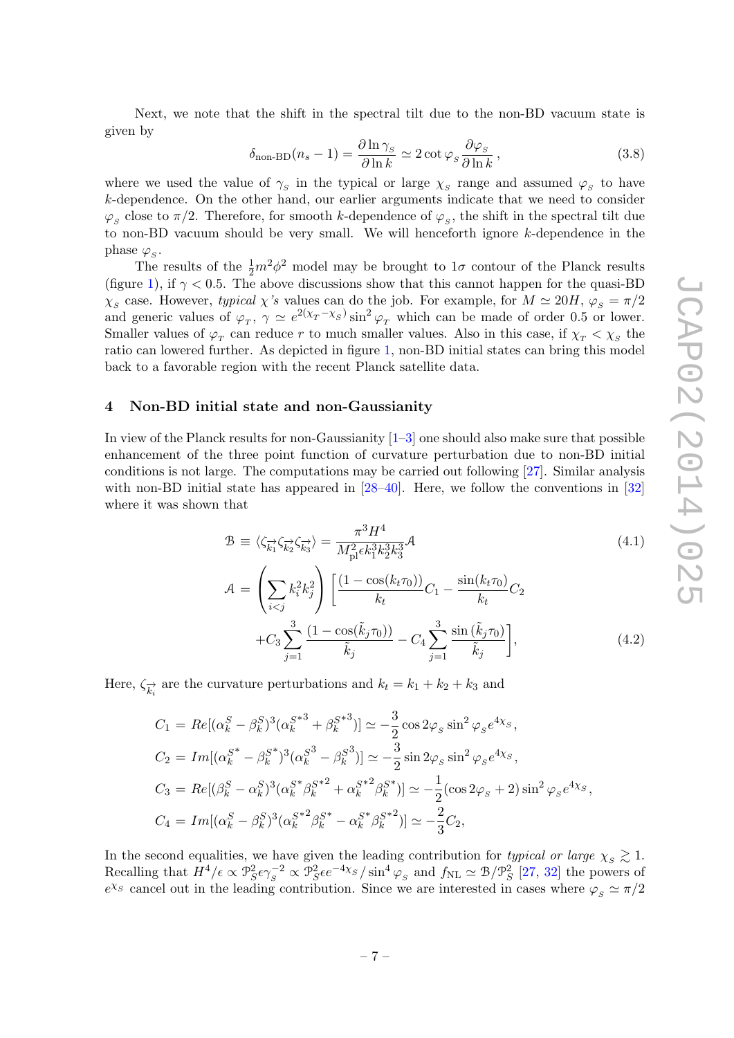Next, we note that the shift in the spectral tilt due to the non-BD vacuum state is given by

$$\delta_{\text{non-BD}}(n_s-1)=\frac{\partial \ln \gamma_{_S}}{\partial \ln k}\simeq 2\cot\varphi_{_S}\frac{\partial \varphi_{_S}}{\partial \ln k}\,, \tag{3.8}$$

where we used the value of $\gamma_{_S}$ in the typical or large $\chi_{_S}$ range and assumed $\varphi_{_S}$ to have $k$-dependence. On the other hand, our earlier arguments indicate that we need to consider $\varphi_{_S}$ close to $\pi/2$. Therefore, for smooth $k$-dependence of $\varphi_{_S}$, the shift in the spectral tilt due to non-BD vacuum should be very small. We will henceforth ignore $k$-dependence in the phase $\varphi_{_S}$.

The results of the $\frac{1}{2}m^2\phi^2$ model may be brought to $1\sigma$ contour of the Planck results (figure 1), if $\gamma<0.5$. The above discussions show that this cannot happen for the quasi-BD $\chi_{_S}$ case. However, *typical* $\chi$'s values can do the job. For example, for $M\simeq 20H$, $\varphi_{_S}=\pi/2$ and generic values of $\varphi_{_T}$, $\gamma\simeq e^{2(\chi_T-\chi_S)}\sin^2\varphi_{_T}$ which can be made of order 0.5 or lower. Smaller values of $\varphi_{_T}$ can reduce $r$ to much smaller values. Also in this case, if $\chi_{_T}<\chi_{_S}$ the ratio can lowered further. As depicted in figure 1, non-BD initial states can bring this model back to a favorable region with the recent Planck satellite data.

## 4 Non-BD initial state and non-Gaussianity

In view of the Planck results for non-Gaussianity [1–3] one should also make sure that possible enhancement of the three point function of curvature perturbation due to non-BD initial conditions is not large. The computations may be carried out following [27]. Similar analysis with non-BD initial state has appeared in [28–40]. Here, we follow the conventions in [32] where it was shown that

$$\mathcal{B}\equiv\langle\zeta_{\vec{k_1}}\zeta_{\vec{k_2}}\zeta_{\vec{k_3}}\rangle=\frac{\pi^3H^4}{M_{\rm pl}^2\epsilon k_1^3k_2^3k_3^3}\mathcal{A} \tag{4.1}$$

$$\begin{aligned}\mathcal{A}=&\left(\sum_{i<j}k_i^2k_j^2\right)\left[\frac{(1-\cos(k_t\tau_0))}{k_t}C_1-\frac{\sin(k_t\tau_0)}{k_t}C_2\right.\\&\left.+C_3\sum_{j=1}^{3}\frac{(1-\cos(\tilde{k}_j\tau_0))}{\tilde{k}_j}-C_4\sum_{j=1}^{3}\frac{\sin(\tilde{k}_j\tau_0)}{\tilde{k}_j}\right],\end{aligned} \tag{4.2}$$

Here, $\zeta_{\vec{k_i}}$ are the curvature perturbations and $k_t=k_1+k_2+k_3$ and

$$\begin{aligned}C_1&=Re[(\alpha_k^S-\beta_k^S)^3(\alpha_k^{S*3}+\beta_k^{S*3})]\simeq-\frac{3}{2}\cos 2\varphi_{_S}\sin^2\varphi_{_S}e^{4\chi_S}\,,\\C_2&=Im[(\alpha_k^{S^*}-\beta_k^{S^*})^3(\alpha_k^{S^3}-\beta_k^{S^3})]\simeq-\frac{3}{2}\sin 2\varphi_{_S}\sin^2\varphi_{_S}e^{4\chi_S}\,,\\C_3&=Re[(\beta_k^S-\alpha_k^S)^3(\alpha_k^{S*}\beta_k^{S*2}+\alpha_k^{S*2}\beta_k^{S*})]\simeq-\frac{1}{2}(\cos 2\varphi_{_S}+2)\sin^2\varphi_{_S}e^{4\chi_S}\,,\\C_4&=Im[(\alpha_k^S-\beta_k^S)^3(\alpha_k^{S*2}\beta_k^{S*}-\alpha_k^{S*}\beta_k^{S*2})]\simeq-\frac{2}{3}C_2,\end{aligned}$$

In the second equalities, we have given the leading contribution for *typical or large* $\chi_{_S}\gtrsim 1$. Recalling that $H^4/\epsilon\propto\mathcal{P}_S^2\epsilon\gamma_{_S}^{-2}\propto\mathcal{P}_S^2\epsilon e^{-4\chi_S}/\sin^4\varphi_{_S}$ and $f_{\rm NL}\simeq\mathcal{B}/\mathcal{P}_S^2$ [27, 32] the powers of $e^{\chi_S}$ cancel out in the leading contribution. Since we are interested in cases where $\varphi_{_S}\simeq\pi/2$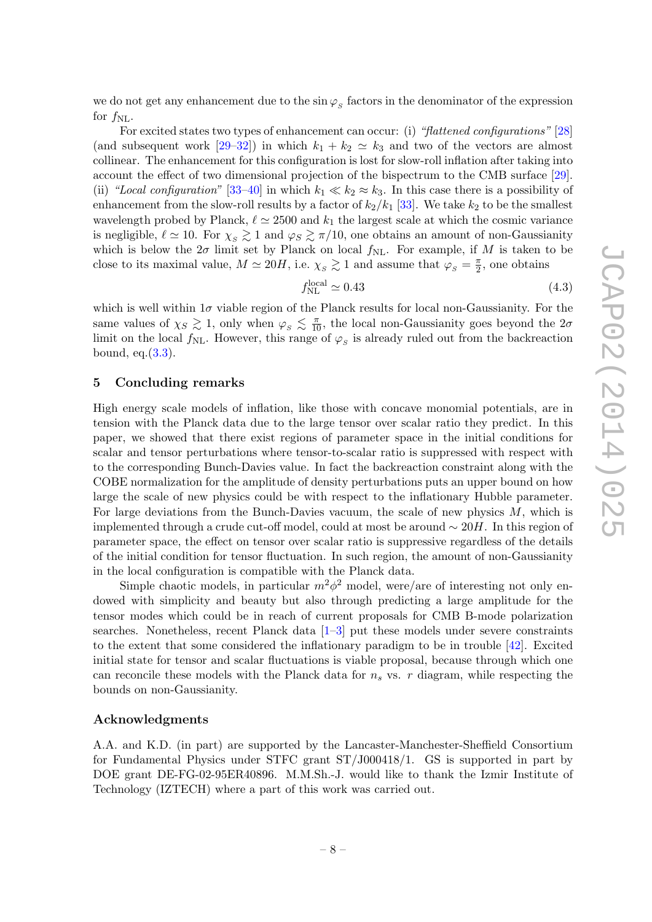we do not get any enhancement due to the $\sin\varphi_S$ factors in the denominator of the expression for $f_{\rm NL}$.

For excited states two types of enhancement can occur: (i) *"flattened configurations"* [28] (and subsequent work [29–32]) in which $k_1 + k_2 \simeq k_3$ and two of the vectors are almost collinear. The enhancement for this configuration is lost for slow-roll inflation after taking into account the effect of two dimensional projection of the bispectrum to the CMB surface [29]. (ii) *"Local configuration"* [33–40] in which $k_1 \ll k_2 \approx k_3$. In this case there is a possibility of enhancement from the slow-roll results by a factor of $k_2/k_1$ [33]. We take $k_2$ to be the smallest wavelength probed by Planck, $\ell \simeq 2500$ and $k_1$ the largest scale at which the cosmic variance is negligible, $\ell \simeq 10$. For $\chi_S \gtrsim 1$ and $\varphi_S \gtrsim \pi/10$, one obtains an amount of non-Gaussianity which is below the $2\sigma$ limit set by Planck on local $f_{\rm NL}$. For example, if $M$ is taken to be close to its maximal value, $M \simeq 20H$, i.e. $\chi_S \gtrsim 1$ and assume that $\varphi_S = \frac{\pi}{2}$, one obtains

$$f_{\rm NL}^{\rm local} \simeq 0.43 \tag{4.3}$$

which is well within $1\sigma$ viable region of the Planck results for local non-Gaussianity. For the same values of $\chi_S \gtrsim 1$, only when $\varphi_S \lesssim \frac{\pi}{10}$, the local non-Gaussianity goes beyond the $2\sigma$ limit on the local $f_{\rm NL}$. However, this range of $\varphi_S$ is already ruled out from the backreaction bound, eq.(3.3).

## 5 Concluding remarks

High energy scale models of inflation, like those with concave monomial potentials, are in tension with the Planck data due to the large tensor over scalar ratio they predict. In this paper, we showed that there exist regions of parameter space in the initial conditions for scalar and tensor perturbations where tensor-to-scalar ratio is suppressed with respect with to the corresponding Bunch-Davies value. In fact the backreaction constraint along with the COBE normalization for the amplitude of density perturbations puts an upper bound on how large the scale of new physics could be with respect to the inflationary Hubble parameter. For large deviations from the Bunch-Davies vacuum, the scale of new physics $M$, which is implemented through a crude cut-off model, could at most be around $\sim 20H$. In this region of parameter space, the effect on tensor over scalar ratio is suppressive regardless of the details of the initial condition for tensor fluctuation. In such region, the amount of non-Gaussianity in the local configuration is compatible with the Planck data.

Simple chaotic models, in particular $m^2\phi^2$ model, were/are of interesting not only endowed with simplicity and beauty but also through predicting a large amplitude for the tensor modes which could be in reach of current proposals for CMB B-mode polarization searches. Nonetheless, recent Planck data [1–3] put these models under severe constraints to the extent that some considered the inflationary paradigm to be in trouble [42]. Excited initial state for tensor and scalar fluctuations is viable proposal, because through which one can reconcile these models with the Planck data for $n_s$ vs. $r$ diagram, while respecting the bounds on non-Gaussianity.

### Acknowledgments

A.A. and K.D. (in part) are supported by the Lancaster-Manchester-Sheffield Consortium for Fundamental Physics under STFC grant ST/J000418/1. GS is supported in part by DOE grant DE-FG-02-95ER40896. M.M.Sh.-J. would like to thank the Izmir Institute of Technology (IZTECH) where a part of this work was carried out.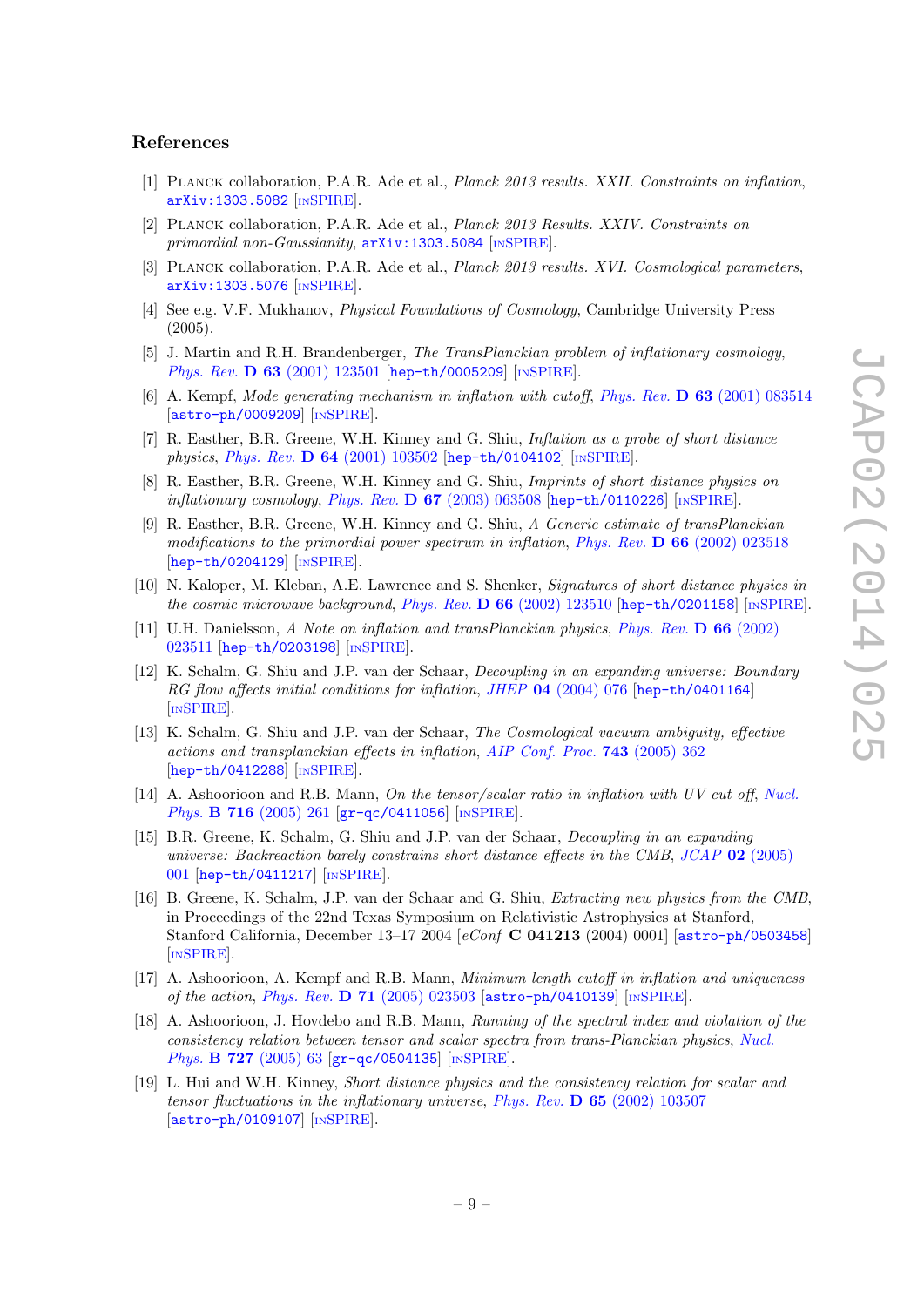## References

[1] Planck collaboration, P.A.R. Ade et al., *Planck 2013 results. XXII. Constraints on inflation*, arXiv:1303.5082 [inSPIRE].

[2] Planck collaboration, P.A.R. Ade et al., *Planck 2013 Results. XXIV. Constraints on primordial non-Gaussianity*, arXiv:1303.5084 [inSPIRE].

[3] Planck collaboration, P.A.R. Ade et al., *Planck 2013 results. XVI. Cosmological parameters*, arXiv:1303.5076 [inSPIRE].

[4] See e.g. V.F. Mukhanov, *Physical Foundations of Cosmology*, Cambridge University Press (2005).

[5] J. Martin and R.H. Brandenberger, *The TransPlanckian problem of inflationary cosmology*, *Phys. Rev.* **D 63** (2001) 123501 [hep-th/0005209] [inSPIRE].

[6] A. Kempf, *Mode generating mechanism in inflation with cutoff*, *Phys. Rev.* **D 63** (2001) 083514 [astro-ph/0009209] [inSPIRE].

[7] R. Easther, B.R. Greene, W.H. Kinney and G. Shiu, *Inflation as a probe of short distance physics*, *Phys. Rev.* **D 64** (2001) 103502 [hep-th/0104102] [inSPIRE].

[8] R. Easther, B.R. Greene, W.H. Kinney and G. Shiu, *Imprints of short distance physics on inflationary cosmology*, *Phys. Rev.* **D 67** (2003) 063508 [hep-th/0110226] [inSPIRE].

[9] R. Easther, B.R. Greene, W.H. Kinney and G. Shiu, *A Generic estimate of transPlanckian modifications to the primordial power spectrum in inflation*, *Phys. Rev.* **D 66** (2002) 023518 [hep-th/0204129] [inSPIRE].

[10] N. Kaloper, M. Kleban, A.E. Lawrence and S. Shenker, *Signatures of short distance physics in the cosmic microwave background*, *Phys. Rev.* **D 66** (2002) 123510 [hep-th/0201158] [inSPIRE].

[11] U.H. Danielsson, *A Note on inflation and transPlanckian physics*, *Phys. Rev.* **D 66** (2002) 023511 [hep-th/0203198] [inSPIRE].

[12] K. Schalm, G. Shiu and J.P. van der Schaar, *Decoupling in an expanding universe: Boundary RG flow affects initial conditions for inflation*, *JHEP* **04** (2004) 076 [hep-th/0401164] [inSPIRE].

[13] K. Schalm, G. Shiu and J.P. van der Schaar, *The Cosmological vacuum ambiguity, effective actions and transplanckian effects in inflation*, *AIP Conf. Proc.* **743** (2005) 362 [hep-th/0412288] [inSPIRE].

[14] A. Ashoorioon and R.B. Mann, *On the tensor/scalar ratio in inflation with UV cut off*, *Nucl. Phys.* **B 716** (2005) 261 [gr-qc/0411056] [inSPIRE].

[15] B.R. Greene, K. Schalm, G. Shiu and J.P. van der Schaar, *Decoupling in an expanding universe: Backreaction barely constrains short distance effects in the CMB*, *JCAP* **02** (2005) 001 [hep-th/0411217] [inSPIRE].

[16] B. Greene, K. Schalm, J.P. van der Schaar and G. Shiu, *Extracting new physics from the CMB*, in Proceedings of the 22nd Texas Symposium on Relativistic Astrophysics at Stanford, Stanford California, December 13–17 2004 [*eConf* **C 041213** (2004) 0001] [astro-ph/0503458] [inSPIRE].

[17] A. Ashoorioon, A. Kempf and R.B. Mann, *Minimum length cutoff in inflation and uniqueness of the action*, *Phys. Rev.* **D 71** (2005) 023503 [astro-ph/0410139] [inSPIRE].

[18] A. Ashoorioon, J. Hovdebo and R.B. Mann, *Running of the spectral index and violation of the consistency relation between tensor and scalar spectra from trans-Planckian physics*, *Nucl. Phys.* **B 727** (2005) 63 [gr-qc/0504135] [inSPIRE].

[19] L. Hui and W.H. Kinney, *Short distance physics and the consistency relation for scalar and tensor fluctuations in the inflationary universe*, *Phys. Rev.* **D 65** (2002) 103507 [astro-ph/0109107] [inSPIRE].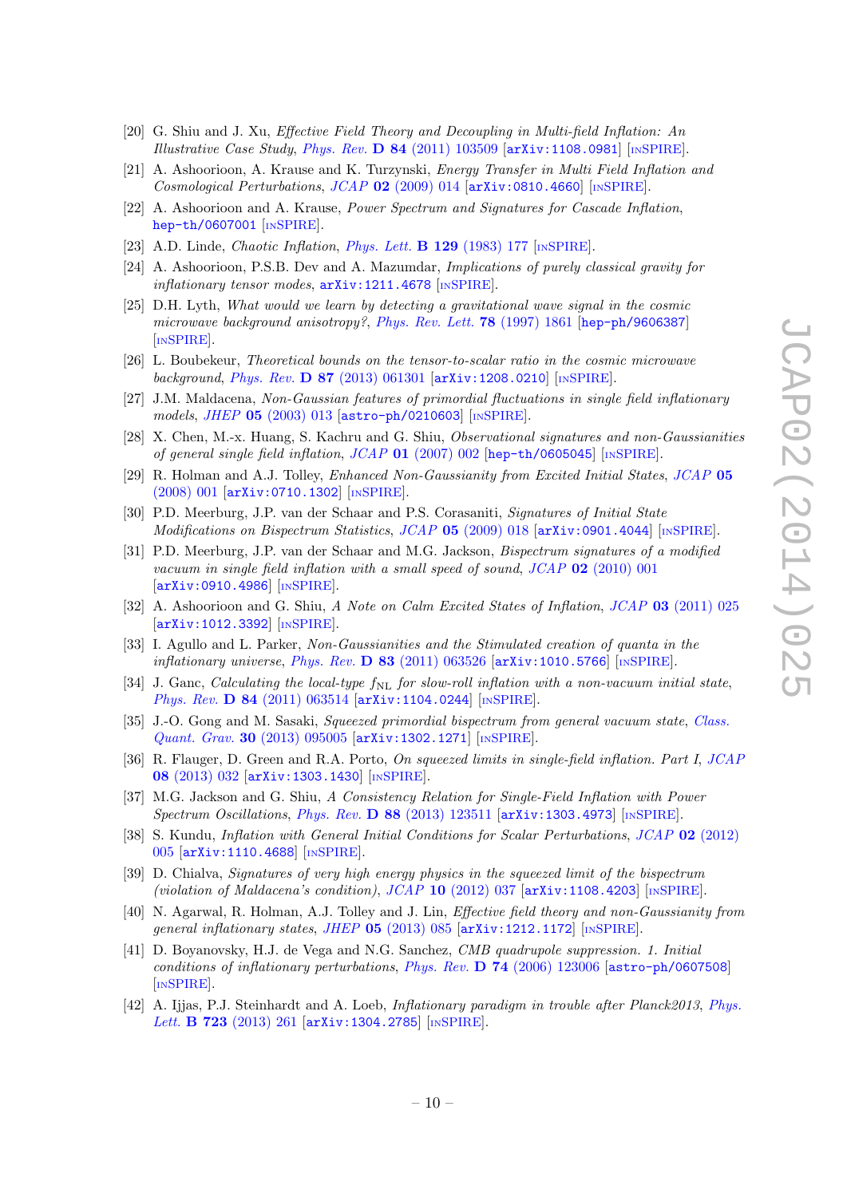[20] G. Shiu and J. Xu, *Effective Field Theory and Decoupling in Multi-field Inflation: An Illustrative Case Study*, *Phys. Rev.* **D 84** (2011) 103509 [arXiv:1108.0981] [INSPIRE].

[21] A. Ashoorioon, A. Krause and K. Turzynski, *Energy Transfer in Multi Field Inflation and Cosmological Perturbations*, *JCAP* **02** (2009) 014 [arXiv:0810.4660] [INSPIRE].

[22] A. Ashoorioon and A. Krause, *Power Spectrum and Signatures for Cascade Inflation*, hep-th/0607001 [INSPIRE].

[23] A.D. Linde, *Chaotic Inflation*, *Phys. Lett.* **B 129** (1983) 177 [INSPIRE].

[24] A. Ashoorioon, P.S.B. Dev and A. Mazumdar, *Implications of purely classical gravity for inflationary tensor modes*, arXiv:1211.4678 [INSPIRE].

[25] D.H. Lyth, *What would we learn by detecting a gravitational wave signal in the cosmic microwave background anisotropy?*, *Phys. Rev. Lett.* **78** (1997) 1861 [hep-ph/9606387] [INSPIRE].

[26] L. Boubekeur, *Theoretical bounds on the tensor-to-scalar ratio in the cosmic microwave background*, *Phys. Rev.* **D 87** (2013) 061301 [arXiv:1208.0210] [INSPIRE].

[27] J.M. Maldacena, *Non-Gaussian features of primordial fluctuations in single field inflationary models*, *JHEP* **05** (2003) 013 [astro-ph/0210603] [INSPIRE].

[28] X. Chen, M.-x. Huang, S. Kachru and G. Shiu, *Observational signatures and non-Gaussianities of general single field inflation*, *JCAP* **01** (2007) 002 [hep-th/0605045] [INSPIRE].

[29] R. Holman and A.J. Tolley, *Enhanced Non-Gaussianity from Excited Initial States*, *JCAP* **05** (2008) 001 [arXiv:0710.1302] [INSPIRE].

[30] P.D. Meerburg, J.P. van der Schaar and P.S. Corasaniti, *Signatures of Initial State Modifications on Bispectrum Statistics*, *JCAP* **05** (2009) 018 [arXiv:0901.4044] [INSPIRE].

[31] P.D. Meerburg, J.P. van der Schaar and M.G. Jackson, *Bispectrum signatures of a modified vacuum in single field inflation with a small speed of sound*, *JCAP* **02** (2010) 001 [arXiv:0910.4986] [INSPIRE].

[32] A. Ashoorioon and G. Shiu, *A Note on Calm Excited States of Inflation*, *JCAP* **03** (2011) 025 [arXiv:1012.3392] [INSPIRE].

[33] I. Agullo and L. Parker, *Non-Gaussianities and the Stimulated creation of quanta in the inflationary universe*, *Phys. Rev.* **D 83** (2011) 063526 [arXiv:1010.5766] [INSPIRE].

[34] J. Ganc, *Calculating the local-type $f_{\rm NL}$ for slow-roll inflation with a non-vacuum initial state*, *Phys. Rev.* **D 84** (2011) 063514 [arXiv:1104.0244] [INSPIRE].

[35] J.-O. Gong and M. Sasaki, *Squeezed primordial bispectrum from general vacuum state*, *Class. Quant. Grav.* **30** (2013) 095005 [arXiv:1302.1271] [INSPIRE].

[36] R. Flauger, D. Green and R.A. Porto, *On squeezed limits in single-field inflation. Part I*, *JCAP* **08** (2013) 032 [arXiv:1303.1430] [INSPIRE].

[37] M.G. Jackson and G. Shiu, *A Consistency Relation for Single-Field Inflation with Power Spectrum Oscillations*, *Phys. Rev.* **D 88** (2013) 123511 [arXiv:1303.4973] [INSPIRE].

[38] S. Kundu, *Inflation with General Initial Conditions for Scalar Perturbations*, *JCAP* **02** (2012) 005 [arXiv:1110.4688] [INSPIRE].

[39] D. Chialva, *Signatures of very high energy physics in the squeezed limit of the bispectrum (violation of Maldacena's condition)*, *JCAP* **10** (2012) 037 [arXiv:1108.4203] [INSPIRE].

[40] N. Agarwal, R. Holman, A.J. Tolley and J. Lin, *Effective field theory and non-Gaussianity from general inflationary states*, *JHEP* **05** (2013) 085 [arXiv:1212.1172] [INSPIRE].

[41] D. Boyanovsky, H.J. de Vega and N.G. Sanchez, *CMB quadrupole suppression. 1. Initial conditions of inflationary perturbations*, *Phys. Rev.* **D 74** (2006) 123006 [astro-ph/0607508] [INSPIRE].

[42] A. Ijjas, P.J. Steinhardt and A. Loeb, *Inflationary paradigm in trouble after Planck2013*, *Phys. Lett.* **B 723** (2013) 261 [arXiv:1304.2785] [INSPIRE].